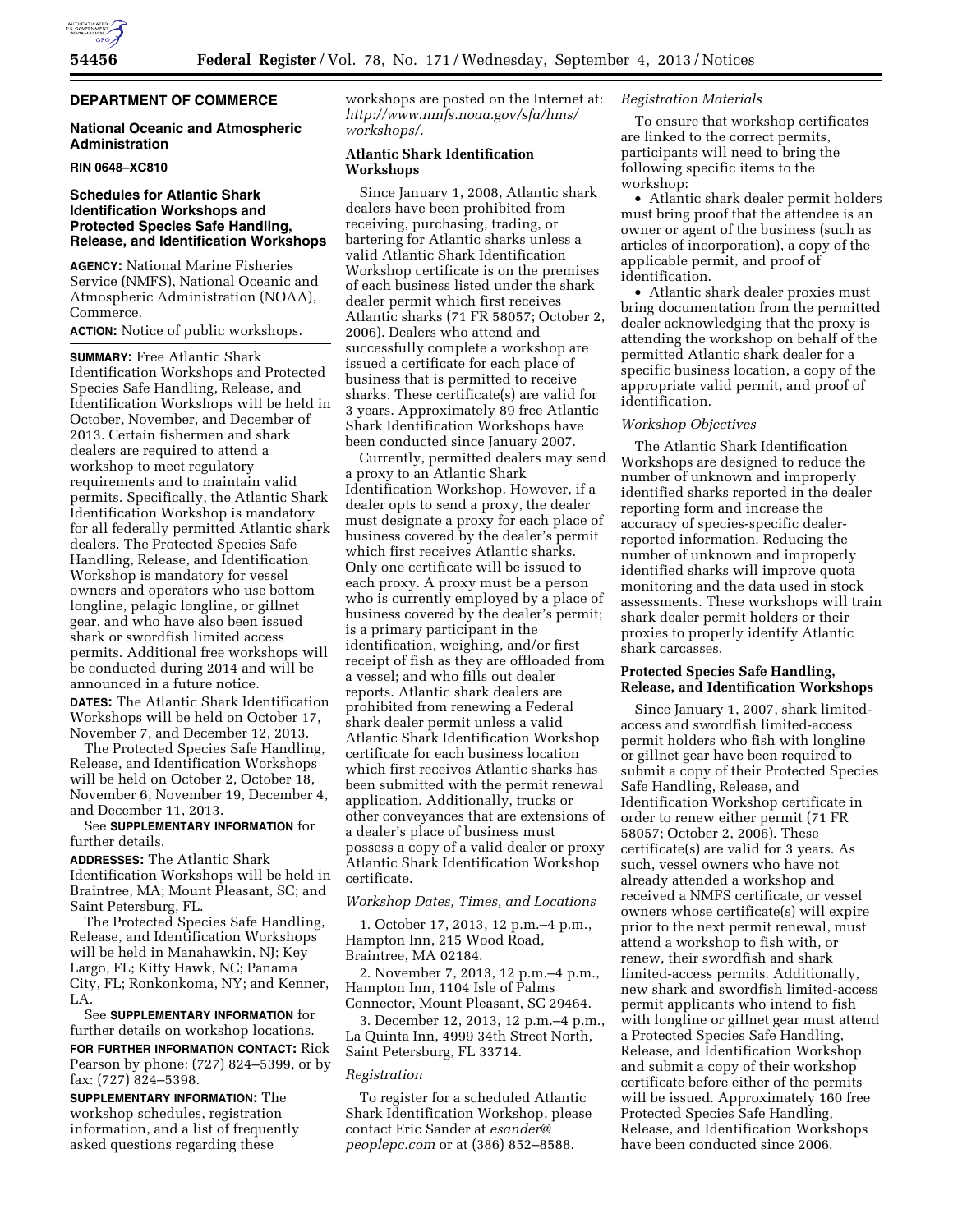## DEPARTMENT OF COMMERCE

### National Oceanic and Atmospheric Administration

**RIN 0648–XC810**

### Schedules for Atlantic Shark Identification Workshops and Protected Species Safe Handling, Release, and Identification Workshops

**AGENCY:** National Marine Fisheries Service (NMFS), National Oceanic and Atmospheric Administration (NOAA), Commerce.

**ACTION:** Notice of public workshops.

**SUMMARY:** Free Atlantic Shark Identification Workshops and Protected Species Safe Handling, Release, and Identification Workshops will be held in October, November, and December of 2013. Certain fishermen and shark dealers are required to attend a workshop to meet regulatory requirements and to maintain valid permits. Specifically, the Atlantic Shark Identification Workshop is mandatory for all federally permitted Atlantic shark dealers. The Protected Species Safe Handling, Release, and Identification Workshop is mandatory for vessel owners and operators who use bottom longline, pelagic longline, or gillnet gear, and who have also been issued shark or swordfish limited access permits. Additional free workshops will be conducted during 2014 and will be announced in a future notice.

**DATES:** The Atlantic Shark Identification Workshops will be held on October 17, November 7, and December 12, 2013.

The Protected Species Safe Handling, Release, and Identification Workshops will be held on October 2, October 18, November 6, November 19, December 4, and December 11, 2013.

See **SUPPLEMENTARY INFORMATION** for further details.

**ADDRESSES:** The Atlantic Shark Identification Workshops will be held in Braintree, MA; Mount Pleasant, SC; and Saint Petersburg, FL.

The Protected Species Safe Handling, Release, and Identification Workshops will be held in Manahawkin, NJ; Key Largo, FL; Kitty Hawk, NC; Panama City, FL; Ronkonkoma, NY; and Kenner, LA.

See **SUPPLEMENTARY INFORMATION** for further details on workshop locations.

**FOR FURTHER INFORMATION CONTACT:** Rick Pearson by phone: (727) 824–5399, or by fax: (727) 824–5398.

**SUPPLEMENTARY INFORMATION:** The workshop schedules, registration information, and a list of frequently asked questions regarding these workshops are posted on the Internet at: *http://www.nmfs.noaa.gov/sfa/hms/workshops/.*

### Atlantic Shark Identification Workshops

Since January 1, 2008, Atlantic shark dealers have been prohibited from receiving, purchasing, trading, or bartering for Atlantic sharks unless a valid Atlantic Shark Identification Workshop certificate is on the premises of each business listed under the shark dealer permit which first receives Atlantic sharks (71 FR 58057; October 2, 2006). Dealers who attend and successfully complete a workshop are issued a certificate for each place of business that is permitted to receive sharks. These certificate(s) are valid for 3 years. Approximately 89 free Atlantic Shark Identification Workshops have been conducted since January 2007.

Currently, permitted dealers may send a proxy to an Atlantic Shark Identification Workshop. However, if a dealer opts to send a proxy, the dealer must designate a proxy for each place of business covered by the dealer's permit which first receives Atlantic sharks. Only one certificate will be issued to each proxy. A proxy must be a person who is currently employed by a place of business covered by the dealer's permit; is a primary participant in the identification, weighing, and/or first receipt of fish as they are offloaded from a vessel; and who fills out dealer reports. Atlantic shark dealers are prohibited from renewing a Federal shark dealer permit unless a valid Atlantic Shark Identification Workshop certificate for each business location which first receives Atlantic sharks has been submitted with the permit renewal application. Additionally, trucks or other conveyances that are extensions of a dealer's place of business must possess a copy of a valid dealer or proxy Atlantic Shark Identification Workshop certificate.

#### *Workshop Dates, Times, and Locations*

1. October 17, 2013, 12 p.m.–4 p.m., Hampton Inn, 215 Wood Road, Braintree, MA 02184.

2. November 7, 2013, 12 p.m.–4 p.m., Hampton Inn, 1104 Isle of Palms Connector, Mount Pleasant, SC 29464.

3. December 12, 2013, 12 p.m.–4 p.m., La Quinta Inn, 4999 34th Street North, Saint Petersburg, FL 33714.

#### *Registration*

To register for a scheduled Atlantic Shark Identification Workshop, please contact Eric Sander at *esander@peoplepc.com* or at (386) 852–8588.

#### *Registration Materials*

To ensure that workshop certificates are linked to the correct permits, participants will need to bring the following specific items to the workshop:

- Atlantic shark dealer permit holders must bring proof that the attendee is an owner or agent of the business (such as articles of incorporation), a copy of the applicable permit, and proof of identification.
- Atlantic shark dealer proxies must bring documentation from the permitted dealer acknowledging that the proxy is attending the workshop on behalf of the permitted Atlantic shark dealer for a specific business location, a copy of the appropriate valid permit, and proof of identification.

#### *Workshop Objectives*

The Atlantic Shark Identification Workshops are designed to reduce the number of unknown and improperly identified sharks reported in the dealer reporting form and increase the accuracy of species-specific dealer-reported information. Reducing the number of unknown and improperly identified sharks will improve quota monitoring and the data used in stock assessments. These workshops will train shark dealer permit holders or their proxies to properly identify Atlantic shark carcasses.

### Protected Species Safe Handling, Release, and Identification Workshops

Since January 1, 2007, shark limited-access and swordfish limited-access permit holders who fish with longline or gillnet gear have been required to submit a copy of their Protected Species Safe Handling, Release, and Identification Workshop certificate in order to renew either permit (71 FR 58057; October 2, 2006). These certificate(s) are valid for 3 years. As such, vessel owners who have not already attended a workshop and received a NMFS certificate, or vessel owners whose certificate(s) will expire prior to the next permit renewal, must attend a workshop to fish with, or renew, their swordfish and shark limited-access permits. Additionally, new shark and swordfish limited-access permit applicants who intend to fish with longline or gillnet gear must attend a Protected Species Safe Handling, Release, and Identification Workshop and submit a copy of their workshop certificate before either of the permits will be issued. Approximately 160 free Protected Species Safe Handling, Release, and Identification Workshops have been conducted since 2006.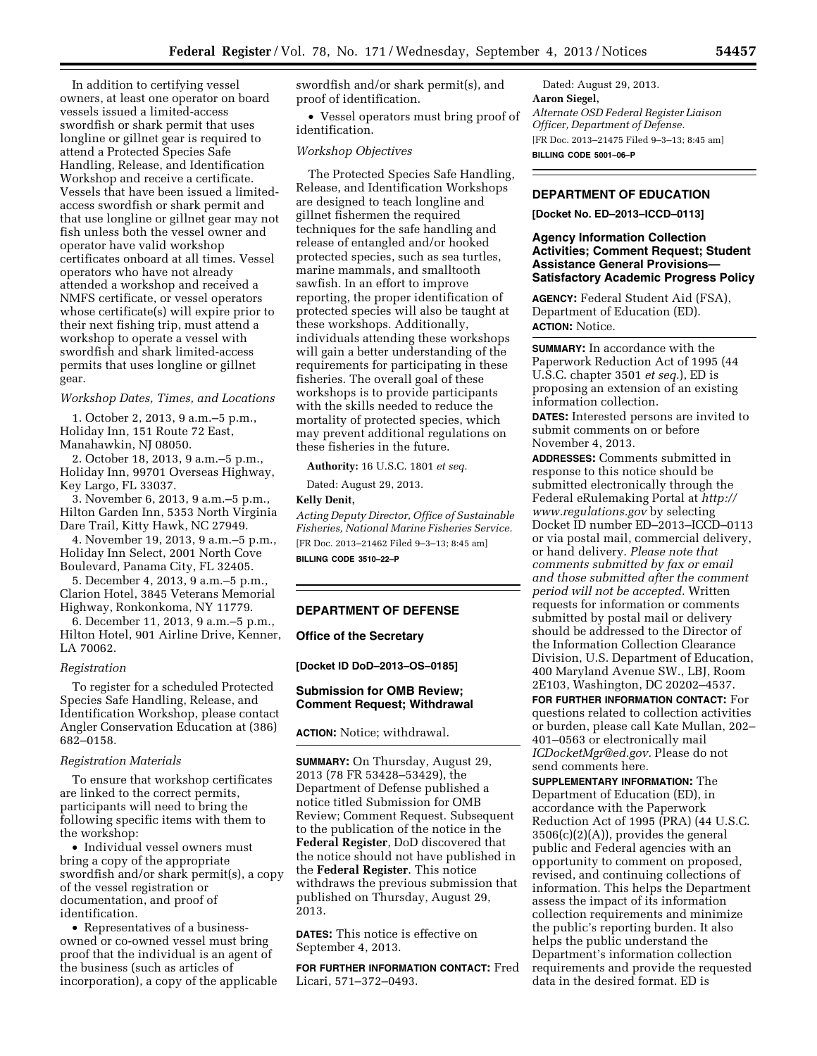In addition to certifying vessel owners, at least one operator on board vessels issued a limited-access swordfish or shark permit that uses longline or gillnet gear is required to attend a Protected Species Safe Handling, Release, and Identification Workshop and receive a certificate. Vessels that have been issued a limited-access swordfish or shark permit and that use longline or gillnet gear may not fish unless both the vessel owner and operator have valid workshop certificates onboard at all times. Vessel operators who have not already attended a workshop and received a NMFS certificate, or vessel operators whose certificate(s) will expire prior to their next fishing trip, must attend a workshop to operate a vessel with swordfish and shark limited-access permits that uses longline or gillnet gear.

*Workshop Dates, Times, and Locations*

1. October 2, 2013, 9 a.m.–5 p.m., Holiday Inn, 151 Route 72 East, Manahawkin, NJ 08050.

2. October 18, 2013, 9 a.m.–5 p.m., Holiday Inn, 99701 Overseas Highway, Key Largo, FL 33037.

3. November 6, 2013, 9 a.m.–5 p.m., Hilton Garden Inn, 5353 North Virginia Dare Trail, Kitty Hawk, NC 27949.

4. November 19, 2013, 9 a.m.–5 p.m., Holiday Inn Select, 2001 North Cove Boulevard, Panama City, FL 32405.

5. December 4, 2013, 9 a.m.–5 p.m., Clarion Hotel, 3845 Veterans Memorial Highway, Ronkonkoma, NY 11779.

6. December 11, 2013, 9 a.m.–5 p.m., Hilton Hotel, 901 Airline Drive, Kenner, LA 70062.

*Registration*

To register for a scheduled Protected Species Safe Handling, Release, and Identification Workshop, please contact Angler Conservation Education at (386) 682–0158.

*Registration Materials*

To ensure that workshop certificates are linked to the correct permits, participants will need to bring the following specific items with them to the workshop:

- Individual vessel owners must bring a copy of the appropriate swordfish and/or shark permit(s), a copy of the vessel registration or documentation, and proof of identification.
- Representatives of a business-owned or co-owned vessel must bring proof that the individual is an agent of the business (such as articles of incorporation), a copy of the applicable swordfish and/or shark permit(s), and proof of identification.
- Vessel operators must bring proof of identification.

*Workshop Objectives*

The Protected Species Safe Handling, Release, and Identification Workshops are designed to teach longline and gillnet fishermen the required techniques for the safe handling and release of entangled and/or hooked protected species, such as sea turtles, marine mammals, and smalltooth sawfish. In an effort to improve reporting, the proper identification of protected species will also be taught at these workshops. Additionally, individuals attending these workshops will gain a better understanding of the requirements for participating in these fisheries. The overall goal of these workshops is to provide participants with the skills needed to reduce the mortality of protected species, which may prevent additional regulations on these fisheries in the future.

**Authority:** 16 U.S.C. 1801 *et seq.*

Dated: August 29, 2013.

**Kelly Denit,**

*Acting Deputy Director, Office of Sustainable Fisheries, National Marine Fisheries Service.*

[FR Doc. 2013–21462 Filed 9–3–13; 8:45 am]

**BILLING CODE 3510–22–P**

## DEPARTMENT OF DEFENSE

### Office of the Secretary

**[Docket ID DoD–2013–OS–0185]**

### Submission for OMB Review; Comment Request; Withdrawal

**ACTION:** Notice; withdrawal.

**SUMMARY:** On Thursday, August 29, 2013 (78 FR 53428–53429), the Department of Defense published a notice titled Submission for OMB Review; Comment Request. Subsequent to the publication of the notice in the **Federal Register**, DoD discovered that the notice should not have published in the **Federal Register**. This notice withdraws the previous submission that published on Thursday, August 29, 2013.

**DATES:** This notice is effective on September 4, 2013.

**FOR FURTHER INFORMATION CONTACT:** Fred Licari, 571–372–0493.

Dated: August 29, 2013.

**Aaron Siegel,**

*Alternate OSD Federal Register Liaison Officer, Department of Defense.*

[FR Doc. 2013–21475 Filed 9–3–13; 8:45 am]

**BILLING CODE 5001–06–P**

## DEPARTMENT OF EDUCATION

**[Docket No. ED–2013–ICCD–0113]**

### Agency Information Collection Activities; Comment Request; Student Assistance General Provisions—Satisfactory Academic Progress Policy

**AGENCY:** Federal Student Aid (FSA), Department of Education (ED).

**ACTION:** Notice.

**SUMMARY:** In accordance with the Paperwork Reduction Act of 1995 (44 U.S.C. chapter 3501 *et seq.*), ED is proposing an extension of an existing information collection.

**DATES:** Interested persons are invited to submit comments on or before November 4, 2013.

**ADDRESSES:** Comments submitted in response to this notice should be submitted electronically through the Federal eRulemaking Portal at *http://www.regulations.gov* by selecting Docket ID number ED–2013–ICCD–0113 or via postal mail, commercial delivery, or hand delivery. *Please note that comments submitted by fax or email and those submitted after the comment period will not be accepted.* Written requests for information or comments submitted by postal mail or delivery should be addressed to the Director of the Information Collection Clearance Division, U.S. Department of Education, 400 Maryland Avenue SW., LBJ, Room 2E103, Washington, DC 20202–4537.

**FOR FURTHER INFORMATION CONTACT:** For questions related to collection activities or burden, please call Kate Mullan, 202–401–0563 or electronically mail *ICDocketMgr@ed.gov*. Please do not send comments here.

**SUPPLEMENTARY INFORMATION:** The Department of Education (ED), in accordance with the Paperwork Reduction Act of 1995 (PRA) (44 U.S.C. 3506(c)(2)(A)), provides the general public and Federal agencies with an opportunity to comment on proposed, revised, and continuing collections of information. This helps the Department assess the impact of its information collection requirements and minimize the public's reporting burden. It also helps the public understand the Department's information collection requirements and provide the requested data in the desired format. ED is